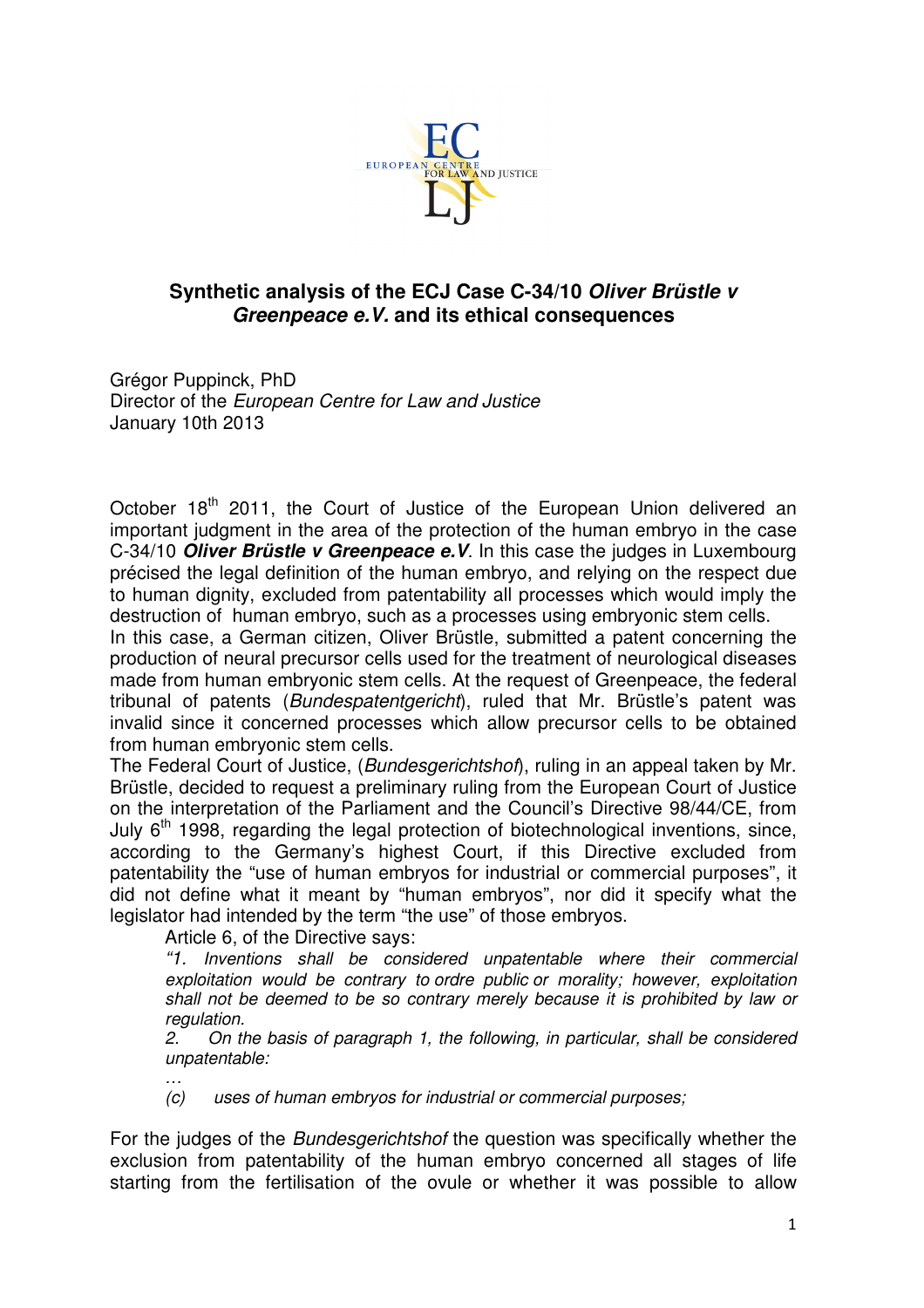# Synthetic analysis of the ECJ Case C-34/10 *Oliver Brüstle v Greenpeace e.V.* and its ethical consequences

Grégor Puppinck, PhD
Director of the *European Centre for Law and Justice*
January 10th 2013

October 18th 2011, the Court of Justice of the European Union delivered an important judgment in the area of the protection of the human embryo in the case C-34/10 ***Oliver Brüstle v Greenpeace e.V***. In this case the judges in Luxembourg précised the legal definition of the human embryo, and relying on the respect due to human dignity, excluded from patentability all processes which would imply the destruction of human embryo, such as a processes using embryonic stem cells.

In this case, a German citizen, Oliver Brüstle, submitted a patent concerning the production of neural precursor cells used for the treatment of neurological diseases made from human embryonic stem cells. At the request of Greenpeace, the federal tribunal of patents (*Bundespatentgericht*), ruled that Mr. Brüstle's patent was invalid since it concerned processes which allow precursor cells to be obtained from human embryonic stem cells.

The Federal Court of Justice, (*Bundesgerichtshof*), ruling in an appeal taken by Mr. Brüstle, decided to request a preliminary ruling from the European Court of Justice on the interpretation of the Parliament and the Council's Directive 98/44/CE, from July 6th 1998, regarding the legal protection of biotechnological inventions, since, according to the Germany's highest Court, if this Directive excluded from patentability the "use of human embryos for industrial or commercial purposes", it did not define what it meant by "human embryos", nor did it specify what the legislator had intended by the term "the use" of those embryos.

Article 6, of the Directive says:

> *"1. Inventions shall be considered unpatentable where their commercial exploitation would be contrary to ordre public or morality; however, exploitation shall not be deemed to be so contrary merely because it is prohibited by law or regulation.*
>
> *2. On the basis of paragraph 1, the following, in particular, shall be considered unpatentable:*
>
> *…*
>
> *(c) uses of human embryos for industrial or commercial purposes;*

For the judges of the *Bundesgerichtshof* the question was specifically whether the exclusion from patentability of the human embryo concerned all stages of life starting from the fertilisation of the ovule or whether it was possible to allow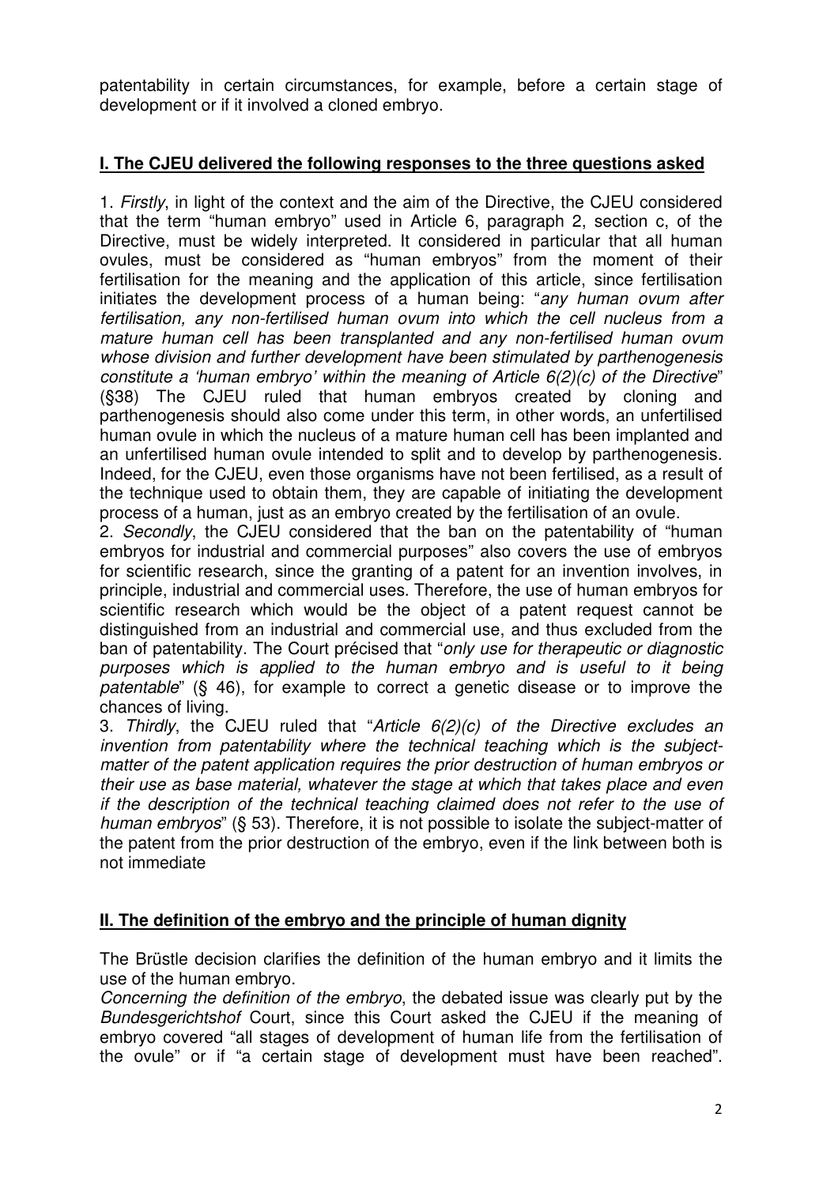patentability in certain circumstances, for example, before a certain stage of development or if it involved a cloned embryo.

## I. The CJEU delivered the following responses to the three questions asked

1. *Firstly*, in light of the context and the aim of the Directive, the CJEU considered that the term "human embryo" used in Article 6, paragraph 2, section c, of the Directive, must be widely interpreted. It considered in particular that all human ovules, must be considered as "human embryos" from the moment of their fertilisation for the meaning and the application of this article, since fertilisation initiates the development process of a human being: "*any human ovum after fertilisation, any non-fertilised human ovum into which the cell nucleus from a mature human cell has been transplanted and any non-fertilised human ovum whose division and further development have been stimulated by parthenogenesis constitute a 'human embryo' within the meaning of Article 6(2)(c) of the Directive*" (§38) The CJEU ruled that human embryos created by cloning and parthenogenesis should also come under this term, in other words, an unfertilised human ovule in which the nucleus of a mature human cell has been implanted and an unfertilised human ovule intended to split and to develop by parthenogenesis. Indeed, for the CJEU, even those organisms have not been fertilised, as a result of the technique used to obtain them, they are capable of initiating the development process of a human, just as an embryo created by the fertilisation of an ovule.
2. *Secondly*, the CJEU considered that the ban on the patentability of "human embryos for industrial and commercial purposes" also covers the use of embryos for scientific research, since the granting of a patent for an invention involves, in principle, industrial and commercial uses. Therefore, the use of human embryos for scientific research which would be the object of a patent request cannot be distinguished from an industrial and commercial use, and thus excluded from the ban of patentability. The Court précised that "*only use for therapeutic or diagnostic purposes which is applied to the human embryo and is useful to it being patentable*" (§ 46), for example to correct a genetic disease or to improve the chances of living.
3. *Thirdly*, the CJEU ruled that "*Article 6(2)(c) of the Directive excludes an invention from patentability where the technical teaching which is the subject-matter of the patent application requires the prior destruction of human embryos or their use as base material, whatever the stage at which that takes place and even if the description of the technical teaching claimed does not refer to the use of human embryos*" (§ 53). Therefore, it is not possible to isolate the subject-matter of the patent from the prior destruction of the embryo, even if the link between both is not immediate

## II. The definition of the embryo and the principle of human dignity

The Brüstle decision clarifies the definition of the human embryo and it limits the use of the human embryo.

*Concerning the definition of the embryo*, the debated issue was clearly put by the *Bundesgerichtshof* Court, since this Court asked the CJEU if the meaning of embryo covered "all stages of development of human life from the fertilisation of the ovule" or if "a certain stage of development must have been reached".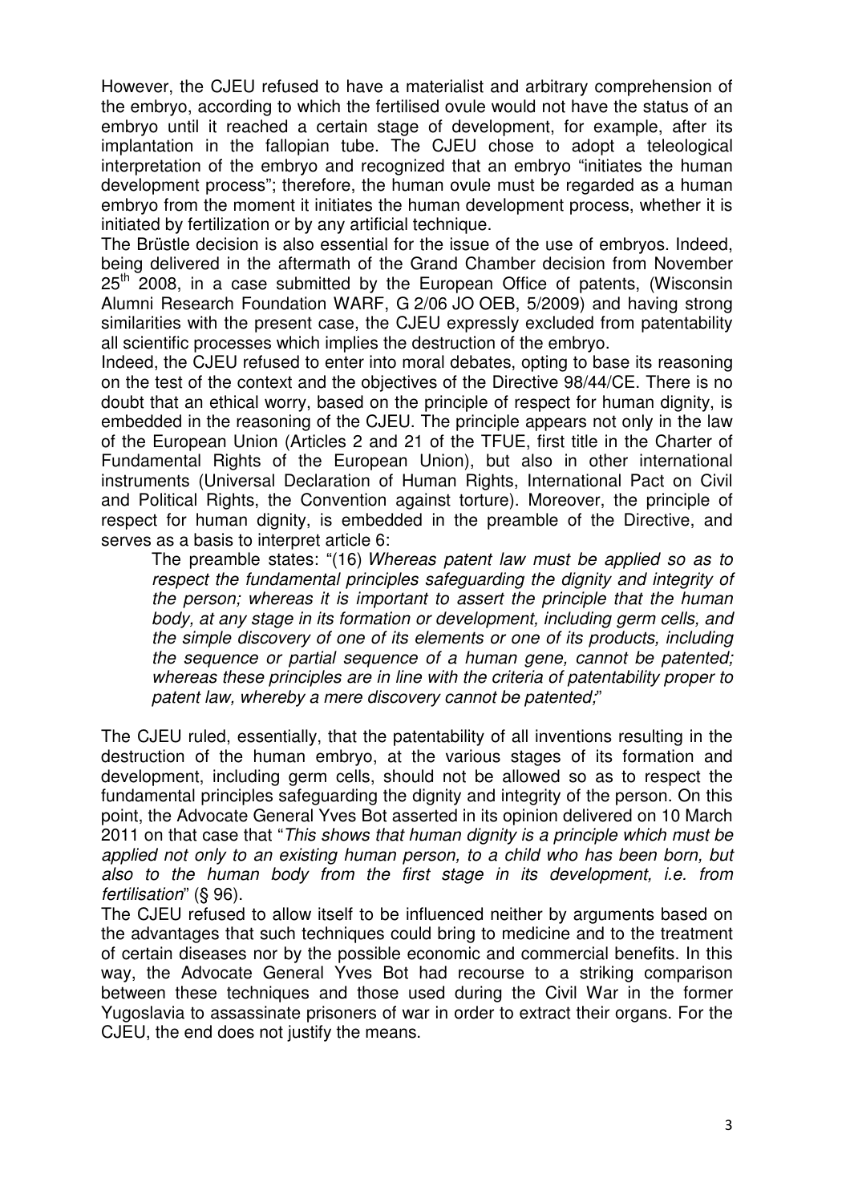However, the CJEU refused to have a materialist and arbitrary comprehension of the embryo, according to which the fertilised ovule would not have the status of an embryo until it reached a certain stage of development, for example, after its implantation in the fallopian tube. The CJEU chose to adopt a teleological interpretation of the embryo and recognized that an embryo "initiates the human development process"; therefore, the human ovule must be regarded as a human embryo from the moment it initiates the human development process, whether it is initiated by fertilization or by any artificial technique.

The Brüstle decision is also essential for the issue of the use of embryos. Indeed, being delivered in the aftermath of the Grand Chamber decision from November 25th 2008, in a case submitted by the European Office of patents, (Wisconsin Alumni Research Foundation WARF, G 2/06 JO OEB, 5/2009) and having strong similarities with the present case, the CJEU expressly excluded from patentability all scientific processes which implies the destruction of the embryo.

Indeed, the CJEU refused to enter into moral debates, opting to base its reasoning on the test of the context and the objectives of the Directive 98/44/CE. There is no doubt that an ethical worry, based on the principle of respect for human dignity, is embedded in the reasoning of the CJEU. The principle appears not only in the law of the European Union (Articles 2 and 21 of the TFUE, first title in the Charter of Fundamental Rights of the European Union), but also in other international instruments (Universal Declaration of Human Rights, International Pact on Civil and Political Rights, the Convention against torture). Moreover, the principle of respect for human dignity, is embedded in the preamble of the Directive, and serves as a basis to interpret article 6:

> The preamble states: "(16) *Whereas patent law must be applied so as to respect the fundamental principles safeguarding the dignity and integrity of the person; whereas it is important to assert the principle that the human body, at any stage in its formation or development, including germ cells, and the simple discovery of one of its elements or one of its products, including the sequence or partial sequence of a human gene, cannot be patented; whereas these principles are in line with the criteria of patentability proper to patent law, whereby a mere discovery cannot be patented;*"

The CJEU ruled, essentially, that the patentability of all inventions resulting in the destruction of the human embryo, at the various stages of its formation and development, including germ cells, should not be allowed so as to respect the fundamental principles safeguarding the dignity and integrity of the person. On this point, the Advocate General Yves Bot asserted in its opinion delivered on 10 March 2011 on that case that "*This shows that human dignity is a principle which must be applied not only to an existing human person, to a child who has been born, but also to the human body from the first stage in its development, i.e. from fertilisation*" (§ 96).

The CJEU refused to allow itself to be influenced neither by arguments based on the advantages that such techniques could bring to medicine and to the treatment of certain diseases nor by the possible economic and commercial benefits. In this way, the Advocate General Yves Bot had recourse to a striking comparison between these techniques and those used during the Civil War in the former Yugoslavia to assassinate prisoners of war in order to extract their organs. For the CJEU, the end does not justify the means.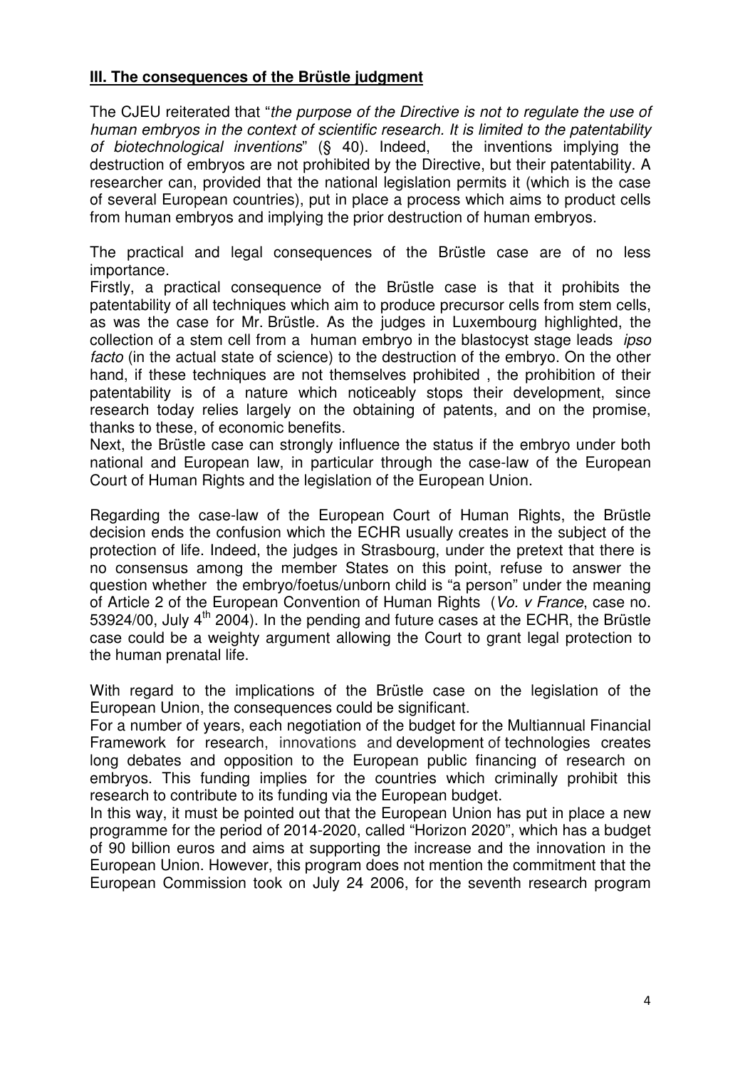## **III. The consequences of the Brüstle judgment**

The CJEU reiterated that "*the purpose of the Directive is not to regulate the use of human embryos in the context of scientific research. It is limited to the patentability of biotechnological inventions*" (§ 40). Indeed, the inventions implying the destruction of embryos are not prohibited by the Directive, but their patentability. A researcher can, provided that the national legislation permits it (which is the case of several European countries), put in place a process which aims to product cells from human embryos and implying the prior destruction of human embryos.

The practical and legal consequences of the Brüstle case are of no less importance.

Firstly, a practical consequence of the Brüstle case is that it prohibits the patentability of all techniques which aim to produce precursor cells from stem cells, as was the case for Mr. Brüstle. As the judges in Luxembourg highlighted, the collection of a stem cell from a human embryo in the blastocyst stage leads *ipso facto* (in the actual state of science) to the destruction of the embryo. On the other hand, if these techniques are not themselves prohibited , the prohibition of their patentability is of a nature which noticeably stops their development, since research today relies largely on the obtaining of patents, and on the promise, thanks to these, of economic benefits.

Next, the Brüstle case can strongly influence the status if the embryo under both national and European law, in particular through the case-law of the European Court of Human Rights and the legislation of the European Union.

Regarding the case-law of the European Court of Human Rights, the Brüstle decision ends the confusion which the ECHR usually creates in the subject of the protection of life. Indeed, the judges in Strasbourg, under the pretext that there is no consensus among the member States on this point, refuse to answer the question whether the embryo/foetus/unborn child is "a person" under the meaning of Article 2 of the European Convention of Human Rights (*Vo. v France*, case no. 53924/00, July 4th 2004). In the pending and future cases at the ECHR, the Brüstle case could be a weighty argument allowing the Court to grant legal protection to the human prenatal life.

With regard to the implications of the Brüstle case on the legislation of the European Union, the consequences could be significant.

For a number of years, each negotiation of the budget for the Multiannual Financial Framework for research, innovations and development of technologies creates long debates and opposition to the European public financing of research on embryos. This funding implies for the countries which criminally prohibit this research to contribute to its funding via the European budget.

In this way, it must be pointed out that the European Union has put in place a new programme for the period of 2014-2020, called "Horizon 2020", which has a budget of 90 billion euros and aims at supporting the increase and the innovation in the European Union. However, this program does not mention the commitment that the European Commission took on July 24 2006, for the seventh research program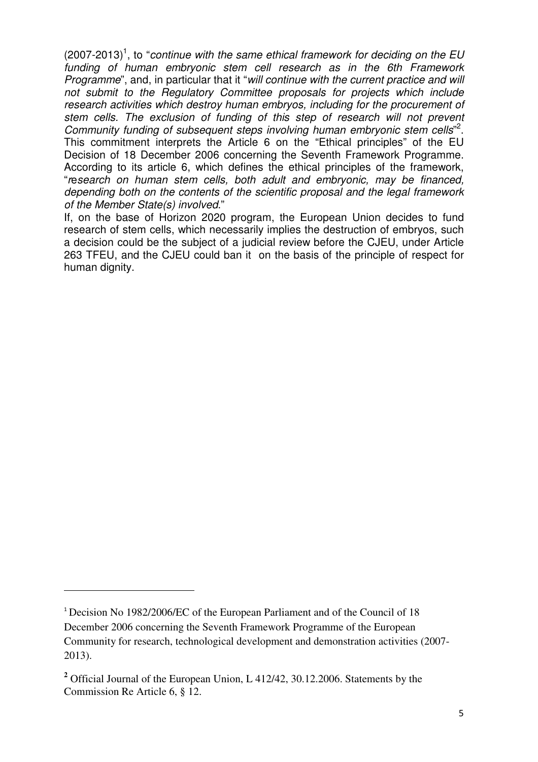(2007-2013)[1], to "*continue with the same ethical framework for deciding on the EU funding of human embryonic stem cell research as in the 6th Framework Programme*", and, in particular that it "*will continue with the current practice and will not submit to the Regulatory Committee proposals for projects which include research activities which destroy human embryos, including for the procurement of stem cells. The exclusion of funding of this step of research will not prevent Community funding of subsequent steps involving human embryonic stem cells*"[2]. This commitment interprets the Article 6 on the "Ethical principles" of the EU Decision of 18 December 2006 concerning the Seventh Framework Programme. According to its article 6, which defines the ethical principles of the framework, "*research on human stem cells, both adult and embryonic, may be financed, depending both on the contents of the scientific proposal and the legal framework of the Member State(s) involved*."

If, on the base of Horizon 2020 program, the European Union decides to fund research of stem cells, which necessarily implies the destruction of embryos, such a decision could be the subject of a judicial review before the CJEU, under Article 263 TFEU, and the CJEU could ban it on the basis of the principle of respect for human dignity.

---

[1] Decision No 1982/2006/EC of the European Parliament and of the Council of 18 December 2006 concerning the Seventh Framework Programme of the European Community for research, technological development and demonstration activities (2007-2013).

[2] Official Journal of the European Union, L 412/42, 30.12.2006. Statements by the Commission Re Article 6, § 12.